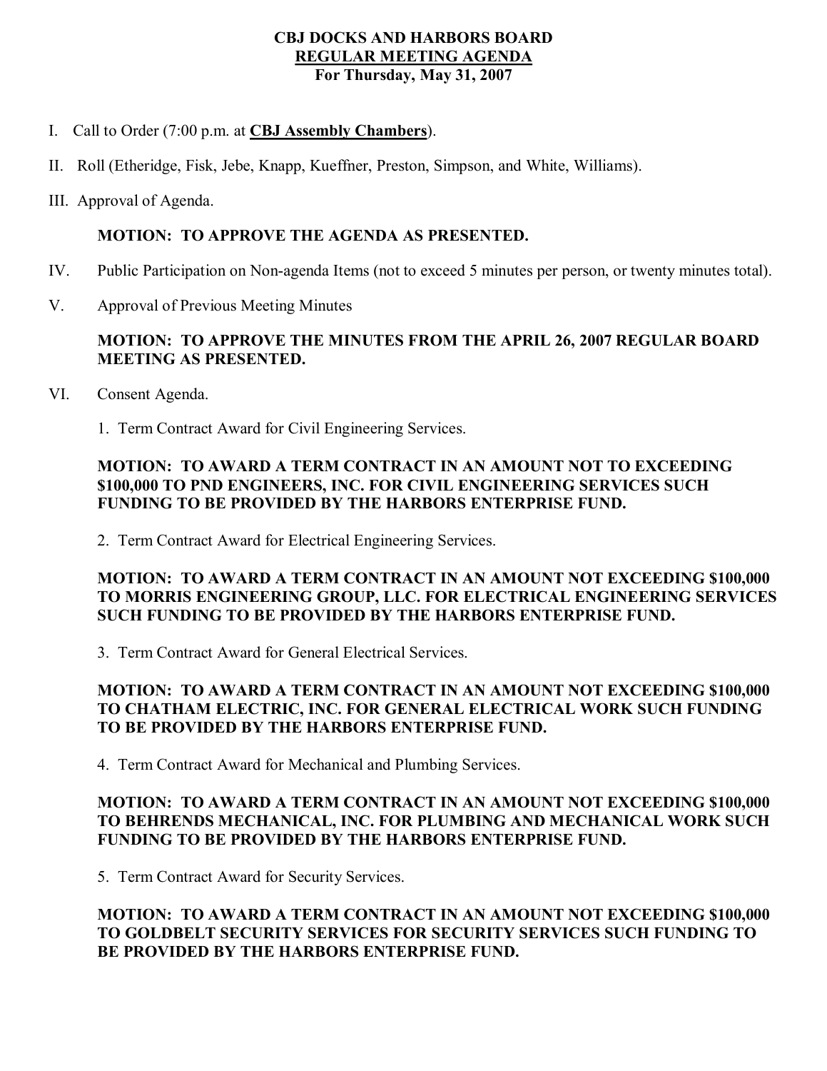**CBJ DOCKS AND HARBORS BOARD**
**REGULAR MEETING AGENDA**
**For Thursday, May 31, 2007**

I. Call to Order (7:00 p.m. at **CBJ Assembly Chambers**).

II. Roll (Etheridge, Fisk, Jebe, Knapp, Kueffner, Preston, Simpson, and White, Williams).

III. Approval of Agenda.

**MOTION: TO APPROVE THE AGENDA AS PRESENTED.**

IV. Public Participation on Non-agenda Items (not to exceed 5 minutes per person, or twenty minutes total).

V. Approval of Previous Meeting Minutes

**MOTION: TO APPROVE THE MINUTES FROM THE APRIL 26, 2007 REGULAR BOARD MEETING AS PRESENTED.**

VI. Consent Agenda.

1. Term Contract Award for Civil Engineering Services.

**MOTION: TO AWARD A TERM CONTRACT IN AN AMOUNT NOT TO EXCEEDING $100,000 TO PND ENGINEERS, INC. FOR CIVIL ENGINEERING SERVICES SUCH FUNDING TO BE PROVIDED BY THE HARBORS ENTERPRISE FUND.**

2. Term Contract Award for Electrical Engineering Services.

**MOTION: TO AWARD A TERM CONTRACT IN AN AMOUNT NOT EXCEEDING $100,000 TO MORRIS ENGINEERING GROUP, LLC. FOR ELECTRICAL ENGINEERING SERVICES SUCH FUNDING TO BE PROVIDED BY THE HARBORS ENTERPRISE FUND.**

3. Term Contract Award for General Electrical Services.

**MOTION: TO AWARD A TERM CONTRACT IN AN AMOUNT NOT EXCEEDING $100,000 TO CHATHAM ELECTRIC, INC. FOR GENERAL ELECTRICAL WORK SUCH FUNDING TO BE PROVIDED BY THE HARBORS ENTERPRISE FUND.**

4. Term Contract Award for Mechanical and Plumbing Services.

**MOTION: TO AWARD A TERM CONTRACT IN AN AMOUNT NOT EXCEEDING $100,000 TO BEHRENDS MECHANICAL, INC. FOR PLUMBING AND MECHANICAL WORK SUCH FUNDING TO BE PROVIDED BY THE HARBORS ENTERPRISE FUND.**

5. Term Contract Award for Security Services.

**MOTION: TO AWARD A TERM CONTRACT IN AN AMOUNT NOT EXCEEDING $100,000 TO GOLDBELT SECURITY SERVICES FOR SECURITY SERVICES SUCH FUNDING TO BE PROVIDED BY THE HARBORS ENTERPRISE FUND.**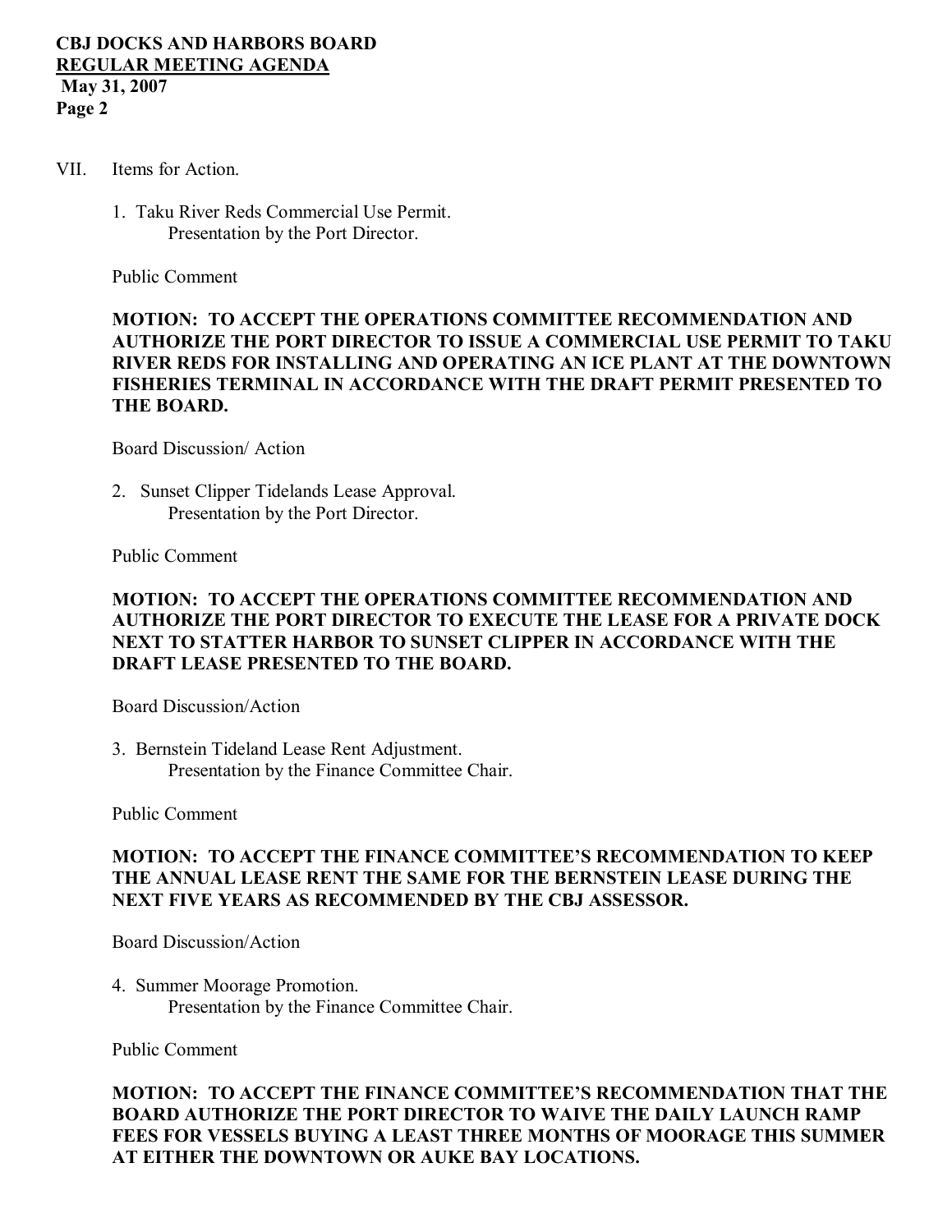VII. Items for Action.

1. Taku River Reds Commercial Use Permit.
   Presentation by the Port Director.

Public Comment

**MOTION: TO ACCEPT THE OPERATIONS COMMITTEE RECOMMENDATION AND AUTHORIZE THE PORT DIRECTOR TO ISSUE A COMMERCIAL USE PERMIT TO TAKU RIVER REDS FOR INSTALLING AND OPERATING AN ICE PLANT AT THE DOWNTOWN FISHERIES TERMINAL IN ACCORDANCE WITH THE DRAFT PERMIT PRESENTED TO THE BOARD.**

Board Discussion/ Action

2. Sunset Clipper Tidelands Lease Approval.
   Presentation by the Port Director.

Public Comment

**MOTION: TO ACCEPT THE OPERATIONS COMMITTEE RECOMMENDATION AND AUTHORIZE THE PORT DIRECTOR TO EXECUTE THE LEASE FOR A PRIVATE DOCK NEXT TO STATTER HARBOR TO SUNSET CLIPPER IN ACCORDANCE WITH THE DRAFT LEASE PRESENTED TO THE BOARD.**

Board Discussion/Action

3. Bernstein Tideland Lease Rent Adjustment.
   Presentation by the Finance Committee Chair.

Public Comment

**MOTION: TO ACCEPT THE FINANCE COMMITTEE'S RECOMMENDATION TO KEEP THE ANNUAL LEASE RENT THE SAME FOR THE BERNSTEIN LEASE DURING THE NEXT FIVE YEARS AS RECOMMENDED BY THE CBJ ASSESSOR.**

Board Discussion/Action

4. Summer Moorage Promotion.
   Presentation by the Finance Committee Chair.

Public Comment

**MOTION: TO ACCEPT THE FINANCE COMMITTEE'S RECOMMENDATION THAT THE BOARD AUTHORIZE THE PORT DIRECTOR TO WAIVE THE DAILY LAUNCH RAMP FEES FOR VESSELS BUYING A LEAST THREE MONTHS OF MOORAGE THIS SUMMER AT EITHER THE DOWNTOWN OR AUKE BAY LOCATIONS.**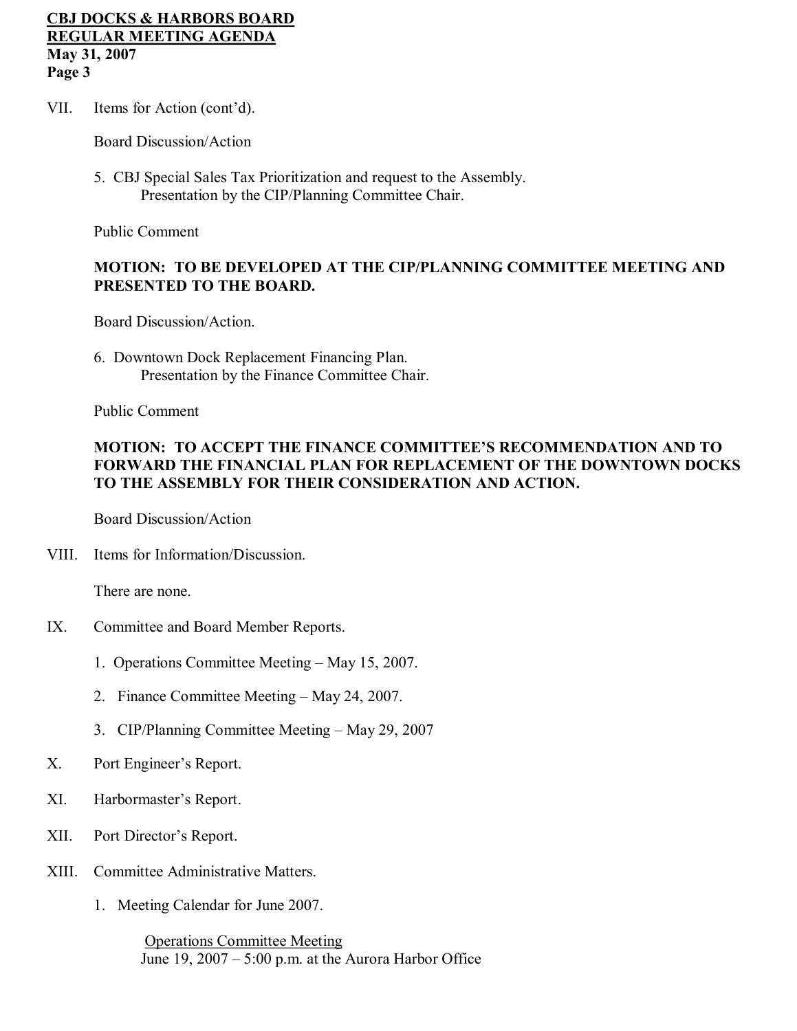VII. Items for Action (cont'd).

Board Discussion/Action

5. CBJ Special Sales Tax Prioritization and request to the Assembly.
   Presentation by the CIP/Planning Committee Chair.

Public Comment

**MOTION: TO BE DEVELOPED AT THE CIP/PLANNING COMMITTEE MEETING AND PRESENTED TO THE BOARD.**

Board Discussion/Action.

6. Downtown Dock Replacement Financing Plan.
   Presentation by the Finance Committee Chair.

Public Comment

**MOTION: TO ACCEPT THE FINANCE COMMITTEE'S RECOMMENDATION AND TO FORWARD THE FINANCIAL PLAN FOR REPLACEMENT OF THE DOWNTOWN DOCKS TO THE ASSEMBLY FOR THEIR CONSIDERATION AND ACTION.**

Board Discussion/Action

VIII. Items for Information/Discussion.

There are none.

IX. Committee and Board Member Reports.

1. Operations Committee Meeting – May 15, 2007.
2. Finance Committee Meeting – May 24, 2007.
3. CIP/Planning Committee Meeting – May 29, 2007

X. Port Engineer's Report.

XI. Harbormaster's Report.

XII. Port Director's Report.

XIII. Committee Administrative Matters.

1. Meeting Calendar for June 2007.

   Operations Committee Meeting
   June 19, 2007 – 5:00 p.m. at the Aurora Harbor Office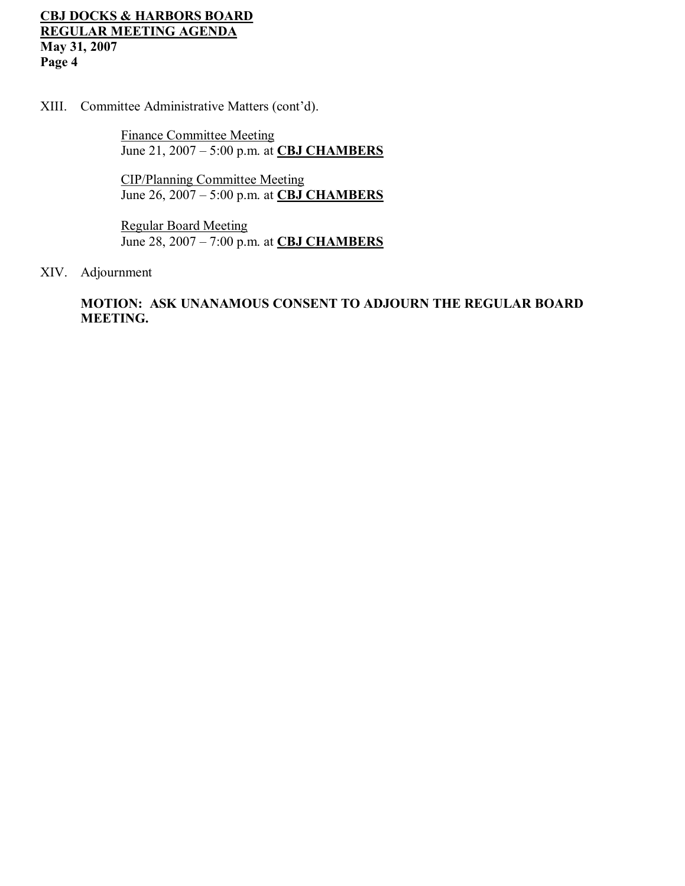XIII. Committee Administrative Matters (cont'd).

Finance Committee Meeting
June 21, 2007 – 5:00 p.m. at **CBJ CHAMBERS**

CIP/Planning Committee Meeting
June 26, 2007 – 5:00 p.m. at **CBJ CHAMBERS**

Regular Board Meeting
June 28, 2007 – 7:00 p.m. at **CBJ CHAMBERS**

XIV. Adjournment

**MOTION: ASK UNANAMOUS CONSENT TO ADJOURN THE REGULAR BOARD MEETING.**